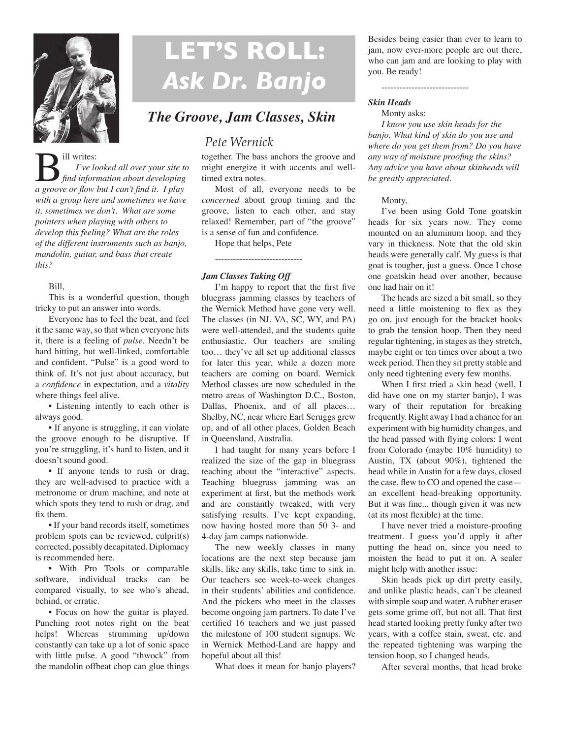# LET'S ROLL: *Ask Dr. Banjo*

## *The Groove, Jam Classes, Skin*

*Pete Wernick*

Bill writes:

*I've looked all over your site to find information about developing a groove or flow but I can't find it. I play with a group here and sometimes we have it, sometimes we don't. What are some pointers when playing with others to develop this feeling? What are the roles of the different instruments such as banjo, mandolin, guitar, and bass that create this?*

Bill,

This is a wonderful question, though tricky to put an answer into words.

Everyone has to feel the beat, and feel it the same way, so that when everyone hits it, there is a feeling of *pulse*. Needn't be hard hitting, but well-linked, comfortable and confident. "Pulse" is a good word to think of. It's not just about accuracy, but a *confidence* in expectation, and a *vitality* where things feel alive.

• Listening intently to each other is always good.

• If anyone is struggling, it can violate the groove enough to be disruptive. If you're struggling, it's hard to listen, and it doesn't sound good.

• If anyone tends to rush or drag, they are well-advised to practice with a metronome or drum machine, and note at which spots they tend to rush or drag, and fix them.

• If your band records itself, sometimes problem spots can be reviewed, culprit(s) corrected, possibly decapitated. Diplomacy is recommended here.

• With Pro Tools or comparable software, individual tracks can be compared visually, to see who's ahead, behind, or erratic.

• Focus on how the guitar is played. Punching root notes right on the beat helps! Whereas strumming up/down constantly can take up a lot of sonic space with little pulse. A good "thwock" from the mandolin offbeat chop can glue things together. The bass anchors the groove and might energize it with accents and well-timed extra notes.

Most of all, everyone needs to be *concerned* about group timing and the groove, listen to each other, and stay relaxed! Remember, part of "the groove" is a sense of fun and confidence.

Hope that helps, Pete

-----------------------------

### *Jam Classes Taking Off*

I'm happy to report that the first five bluegrass jamming classes by teachers of the Wernick Method have gone very well. The classes (in NJ, VA, SC, WY, and PA) were well-attended, and the students quite enthusiastic. Our teachers are smiling too… they've all set up additional classes for later this year, while a dozen more teachers are coming on board. Wernick Method classes are now scheduled in the metro areas of Washington D.C., Boston, Dallas, Phoenix, and of all places… Shelby, NC, near where Earl Scruggs grew up, and of all other places, Golden Beach in Queensland, Australia.

I had taught for many years before I realized the size of the gap in bluegrass teaching about the "interactive" aspects. Teaching bluegrass jamming was an experiment at first, but the methods work and are constantly tweaked, with very satisfying results. I've kept expanding, now having hosted more than 50 3- and 4-day jam camps nationwide.

The new weekly classes in many locations are the next step because jam skills, like any skills, take time to sink in. Our teachers see week-to-week changes in their students' abilities and confidence. And the pickers who meet in the classes become ongoing jam partners. To date I've certified 16 teachers and we just passed the milestone of 100 student signups. We in Wernick Method-Land are happy and hopeful about all this!

What does it mean for banjo players? Besides being easier than ever to learn to jam, now ever-more people are out there, who can jam and are looking to play with you. Be ready!

-----------------------------

### *Skin Heads*

Monty asks:

*I know you use skin heads for the banjo. What kind of skin do you use and where do you get them from? Do you have any way of moisture proofing the skins? Any advice you have about skinheads will be greatly appreciated.*

Monty,

I've been using Gold Tone goatskin heads for six years now. They come mounted on an aluminum hoop, and they vary in thickness. Note that the old skin heads were generally calf. My guess is that goat is tougher, just a guess. Once I chose one goatskin head over another, because one had hair on it!

The heads are sized a bit small, so they need a little moistening to flex as they go on, just enough for the bracket hooks to grab the tension hoop. Then they need regular tightening, in stages as they stretch, maybe eight or ten times over about a two week period. Then they sit pretty stable and only need tightening every few months.

When I first tried a skin head (well, I did have one on my starter banjo), I was wary of their reputation for breaking frequently. Right away I had a chance for an experiment with big humidity changes, and the head passed with flying colors: I went from Colorado (maybe 10% humidity) to Austin, TX (about 90%), tightened the head while in Austin for a few days, closed the case, flew to CO and opened the case— an excellent head-breaking opportunity. But it was fine... though given it was new (at its most flexible) at the time.

I have never tried a moisture-proofing treatment. I guess you'd apply it after putting the head on, since you need to moisten the head to put it on. A sealer might help with another issue:

Skin heads pick up dirt pretty easily, and unlike plastic heads, can't be cleaned with simple soap and water. A rubber eraser gets some grime off, but not all. That first head started looking pretty funky after two years, with a coffee stain, sweat, etc. and the repeated tightening was warping the tension hoop, so I changed heads.

After several months, that head broke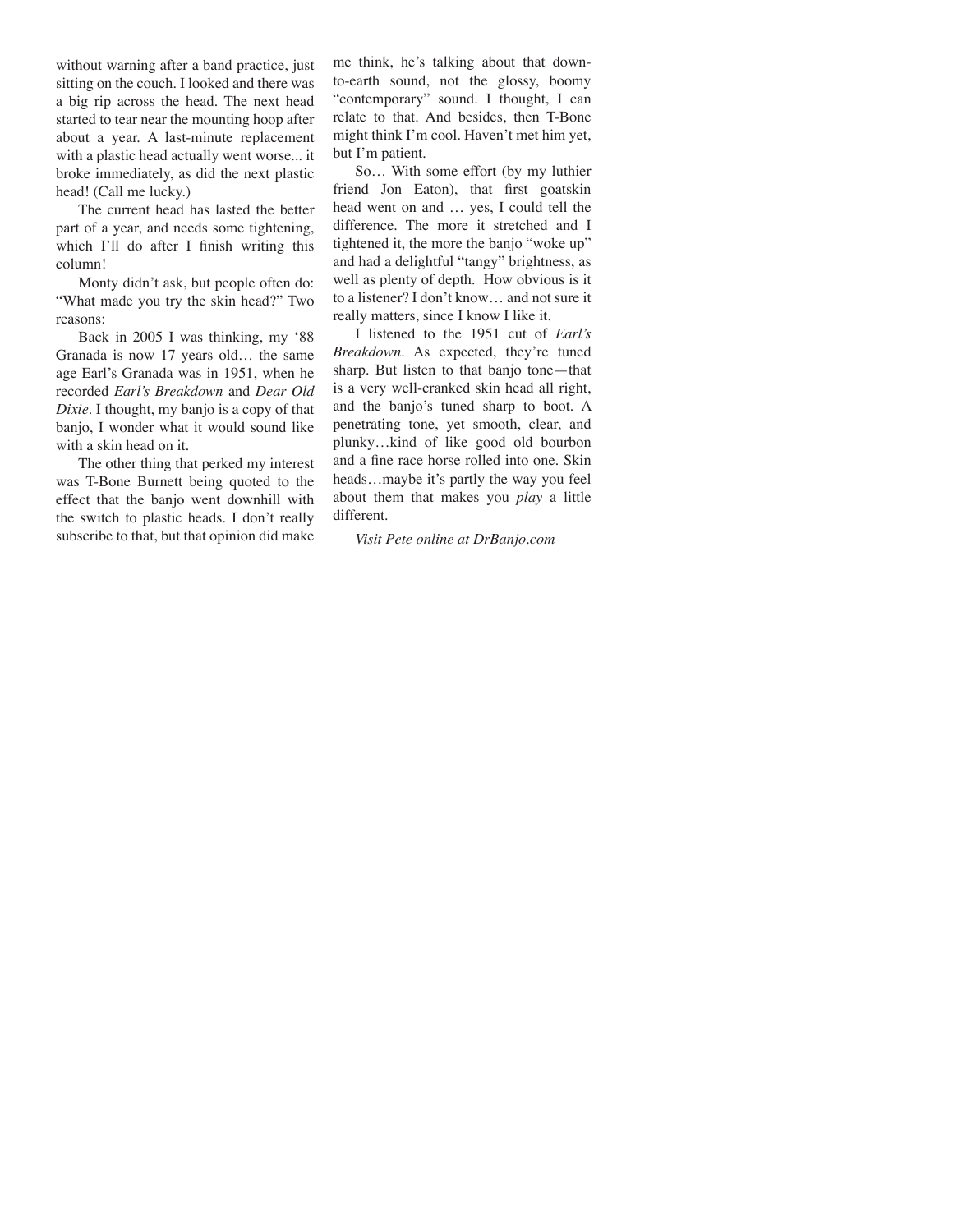without warning after a band practice, just sitting on the couch. I looked and there was a big rip across the head. The next head started to tear near the mounting hoop after about a year. A last-minute replacement with a plastic head actually went worse... it broke immediately, as did the next plastic head! (Call me lucky.)

The current head has lasted the better part of a year, and needs some tightening, which I'll do after I finish writing this column!

Monty didn't ask, but people often do: "What made you try the skin head?" Two reasons:

Back in 2005 I was thinking, my '88 Granada is now 17 years old… the same age Earl's Granada was in 1951, when he recorded *Earl's Breakdown* and *Dear Old Dixie*. I thought, my banjo is a copy of that banjo, I wonder what it would sound like with a skin head on it.

The other thing that perked my interest was T-Bone Burnett being quoted to the effect that the banjo went downhill with the switch to plastic heads. I don't really subscribe to that, but that opinion did make me think, he's talking about that down-to-earth sound, not the glossy, boomy "contemporary" sound. I thought, I can relate to that. And besides, then T-Bone might think I'm cool. Haven't met him yet, but I'm patient.

So… With some effort (by my luthier friend Jon Eaton), that first goatskin head went on and … yes, I could tell the difference. The more it stretched and I tightened it, the more the banjo "woke up" and had a delightful "tangy" brightness, as well as plenty of depth. How obvious is it to a listener? I don't know… and not sure it really matters, since I know I like it.

I listened to the 1951 cut of *Earl's Breakdown*. As expected, they're tuned sharp. But listen to that banjo tone—that is a very well-cranked skin head all right, and the banjo's tuned sharp to boot. A penetrating tone, yet smooth, clear, and plunky…kind of like good old bourbon and a fine race horse rolled into one. Skin heads…maybe it's partly the way you feel about them that makes you *play* a little different.

*Visit Pete online at DrBanjo.com*